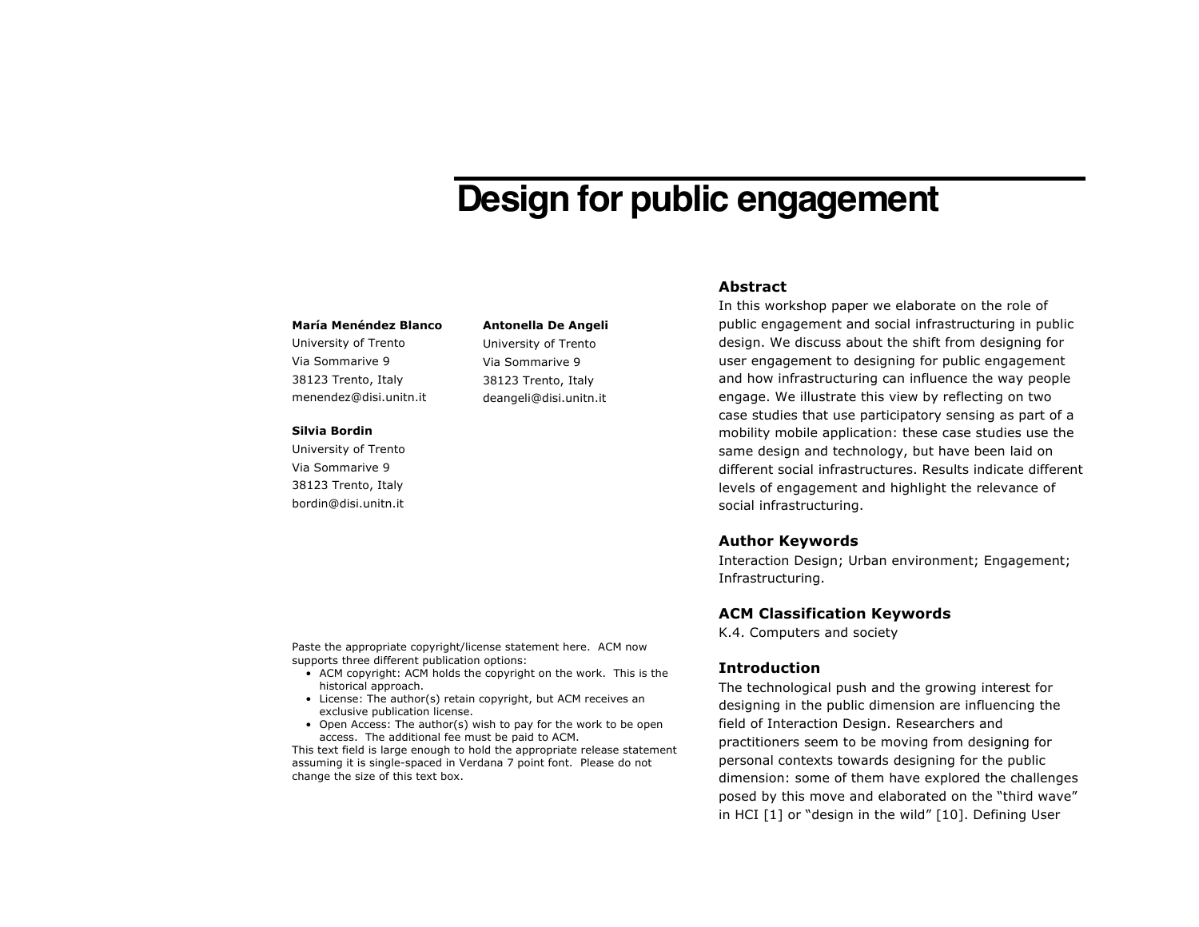# Design for public engagement

**María Menéndez Blanco**
University of Trento
Via Sommarive 9
38123 Trento, Italy
menendez@disi.unitn.it

**Antonella De Angeli**
University of Trento
Via Sommarive 9
38123 Trento, Italy
deangeli@disi.unitn.it

**Silvia Bordin**
University of Trento
Via Sommarive 9
38123 Trento, Italy
bordin@disi.unitn.it

Paste the appropriate copyright/license statement here. ACM now supports three different publication options:

- ACM copyright: ACM holds the copyright on the work. This is the historical approach.
- License: The author(s) retain copyright, but ACM receives an exclusive publication license.
- Open Access: The author(s) wish to pay for the work to be open access. The additional fee must be paid to ACM.

This text field is large enough to hold the appropriate release statement assuming it is single-spaced in Verdana 7 point font. Please do not change the size of this text box.

## Abstract

In this workshop paper we elaborate on the role of public engagement and social infrastructuring in public design. We discuss about the shift from designing for user engagement to designing for public engagement and how infrastructuring can influence the way people engage. We illustrate this view by reflecting on two case studies that use participatory sensing as part of a mobility mobile application: these case studies use the same design and technology, but have been laid on different social infrastructures. Results indicate different levels of engagement and highlight the relevance of social infrastructuring.

## Author Keywords

Interaction Design; Urban environment; Engagement; Infrastructuring.

## ACM Classification Keywords

K.4. Computers and society

## Introduction

The technological push and the growing interest for designing in the public dimension are influencing the field of Interaction Design. Researchers and practitioners seem to be moving from designing for personal contexts towards designing for the public dimension: some of them have explored the challenges posed by this move and elaborated on the "third wave" in HCI [1] or "design in the wild" [10]. Defining User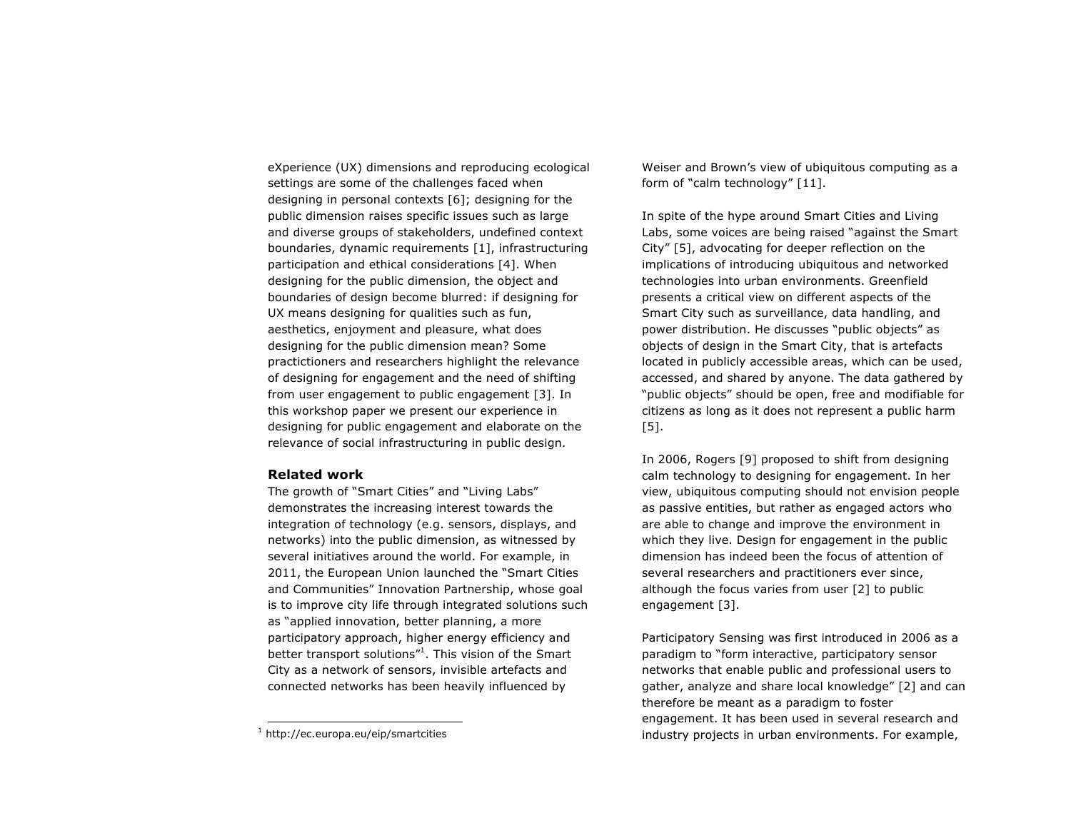eXperience (UX) dimensions and reproducing ecological settings are some of the challenges faced when designing in personal contexts [6]; designing for the public dimension raises specific issues such as large and diverse groups of stakeholders, undefined context boundaries, dynamic requirements [1], infrastructuring participation and ethical considerations [4]. When designing for the public dimension, the object and boundaries of design become blurred: if designing for UX means designing for qualities such as fun, aesthetics, enjoyment and pleasure, what does designing for the public dimension mean? Some practictioners and researchers highlight the relevance of designing for engagement and the need of shifting from user engagement to public engagement [3]. In this workshop paper we present our experience in designing for public engagement and elaborate on the relevance of social infrastructuring in public design.

## Related work

The growth of "Smart Cities" and "Living Labs" demonstrates the increasing interest towards the integration of technology (e.g. sensors, displays, and networks) into the public dimension, as witnessed by several initiatives around the world. For example, in 2011, the European Union launched the "Smart Cities and Communities" Innovation Partnership, whose goal is to improve city life through integrated solutions such as "applied innovation, better planning, a more participatory approach, higher energy efficiency and better transport solutions"[1]. This vision of the Smart City as a network of sensors, invisible artefacts and connected networks has been heavily influenced by Weiser and Brown's view of ubiquitous computing as a form of "calm technology" [11].

In spite of the hype around Smart Cities and Living Labs, some voices are being raised "against the Smart City" [5], advocating for deeper reflection on the implications of introducing ubiquitous and networked technologies into urban environments. Greenfield presents a critical view on different aspects of the Smart City such as surveillance, data handling, and power distribution. He discusses "public objects" as objects of design in the Smart City, that is artefacts located in publicly accessible areas, which can be used, accessed, and shared by anyone. The data gathered by "public objects" should be open, free and modifiable for citizens as long as it does not represent a public harm [5].

In 2006, Rogers [9] proposed to shift from designing calm technology to designing for engagement. In her view, ubiquitous computing should not envision people as passive entities, but rather as engaged actors who are able to change and improve the environment in which they live. Design for engagement in the public dimension has indeed been the focus of attention of several researchers and practitioners ever since, although the focus varies from user [2] to public engagement [3].

Participatory Sensing was first introduced in 2006 as a paradigm to "form interactive, participatory sensor networks that enable public and professional users to gather, analyze and share local knowledge" [2] and can therefore be meant as a paradigm to foster engagement. It has been used in several research and industry projects in urban environments. For example,

[1] http://ec.europa.eu/eip/smartcities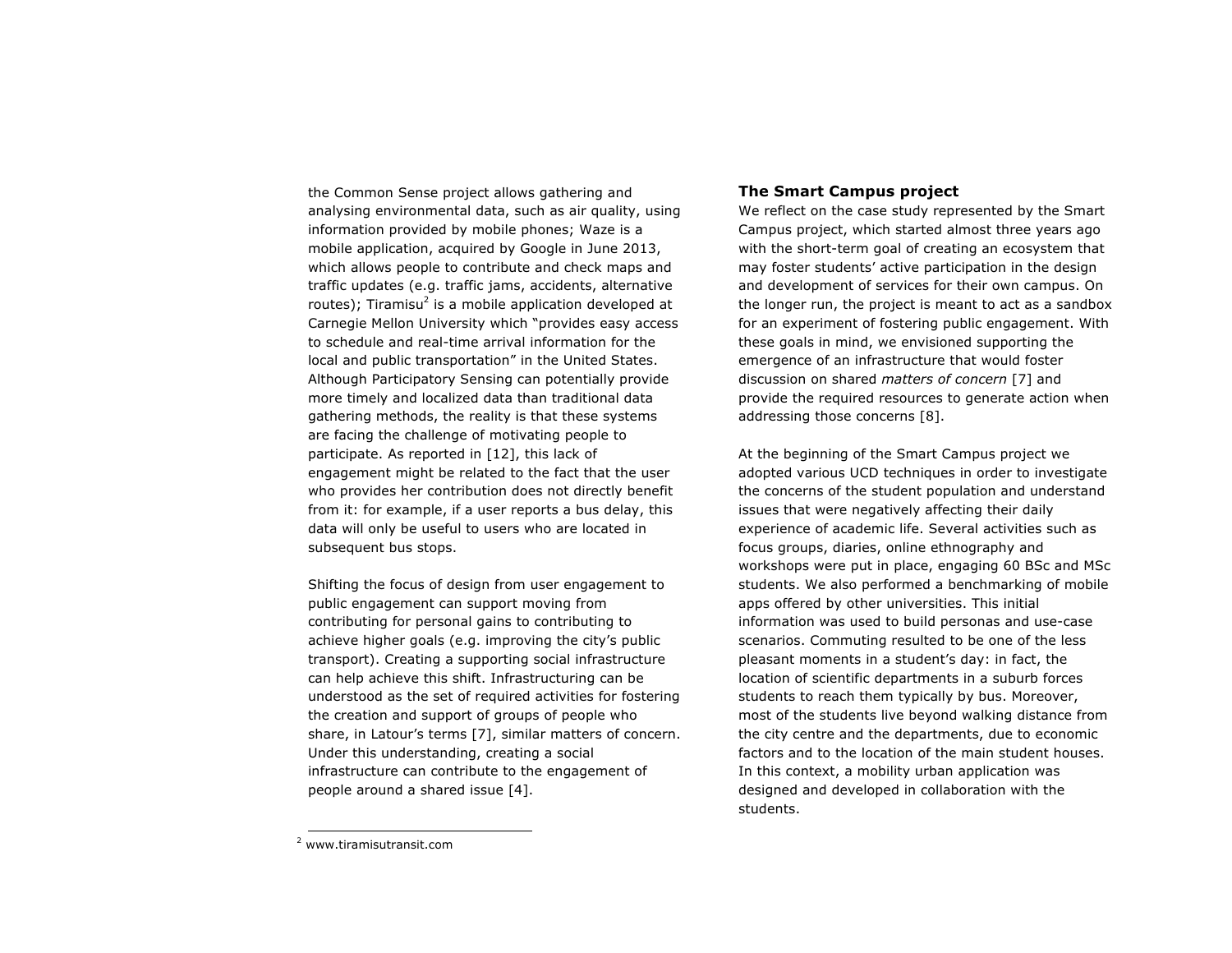the Common Sense project allows gathering and analysing environmental data, such as air quality, using information provided by mobile phones; Waze is a mobile application, acquired by Google in June 2013, which allows people to contribute and check maps and traffic updates (e.g. traffic jams, accidents, alternative routes); Tiramisu[2] is a mobile application developed at Carnegie Mellon University which "provides easy access to schedule and real-time arrival information for the local and public transportation" in the United States. Although Participatory Sensing can potentially provide more timely and localized data than traditional data gathering methods, the reality is that these systems are facing the challenge of motivating people to participate. As reported in [12], this lack of engagement might be related to the fact that the user who provides her contribution does not directly benefit from it: for example, if a user reports a bus delay, this data will only be useful to users who are located in subsequent bus stops.

Shifting the focus of design from user engagement to public engagement can support moving from contributing for personal gains to contributing to achieve higher goals (e.g. improving the city's public transport). Creating a supporting social infrastructure can help achieve this shift. Infrastructuring can be understood as the set of required activities for fostering the creation and support of groups of people who share, in Latour's terms [7], similar matters of concern. Under this understanding, creating a social infrastructure can contribute to the engagement of people around a shared issue [4].

[2] www.tiramisutransit.com

## The Smart Campus project

We reflect on the case study represented by the Smart Campus project, which started almost three years ago with the short-term goal of creating an ecosystem that may foster students' active participation in the design and development of services for their own campus. On the longer run, the project is meant to act as a sandbox for an experiment of fostering public engagement. With these goals in mind, we envisioned supporting the emergence of an infrastructure that would foster discussion on shared *matters of concern* [7] and provide the required resources to generate action when addressing those concerns [8].

At the beginning of the Smart Campus project we adopted various UCD techniques in order to investigate the concerns of the student population and understand issues that were negatively affecting their daily experience of academic life. Several activities such as focus groups, diaries, online ethnography and workshops were put in place, engaging 60 BSc and MSc students. We also performed a benchmarking of mobile apps offered by other universities. This initial information was used to build personas and use-case scenarios. Commuting resulted to be one of the less pleasant moments in a student's day: in fact, the location of scientific departments in a suburb forces students to reach them typically by bus. Moreover, most of the students live beyond walking distance from the city centre and the departments, due to economic factors and to the location of the main student houses. In this context, a mobility urban application was designed and developed in collaboration with the students.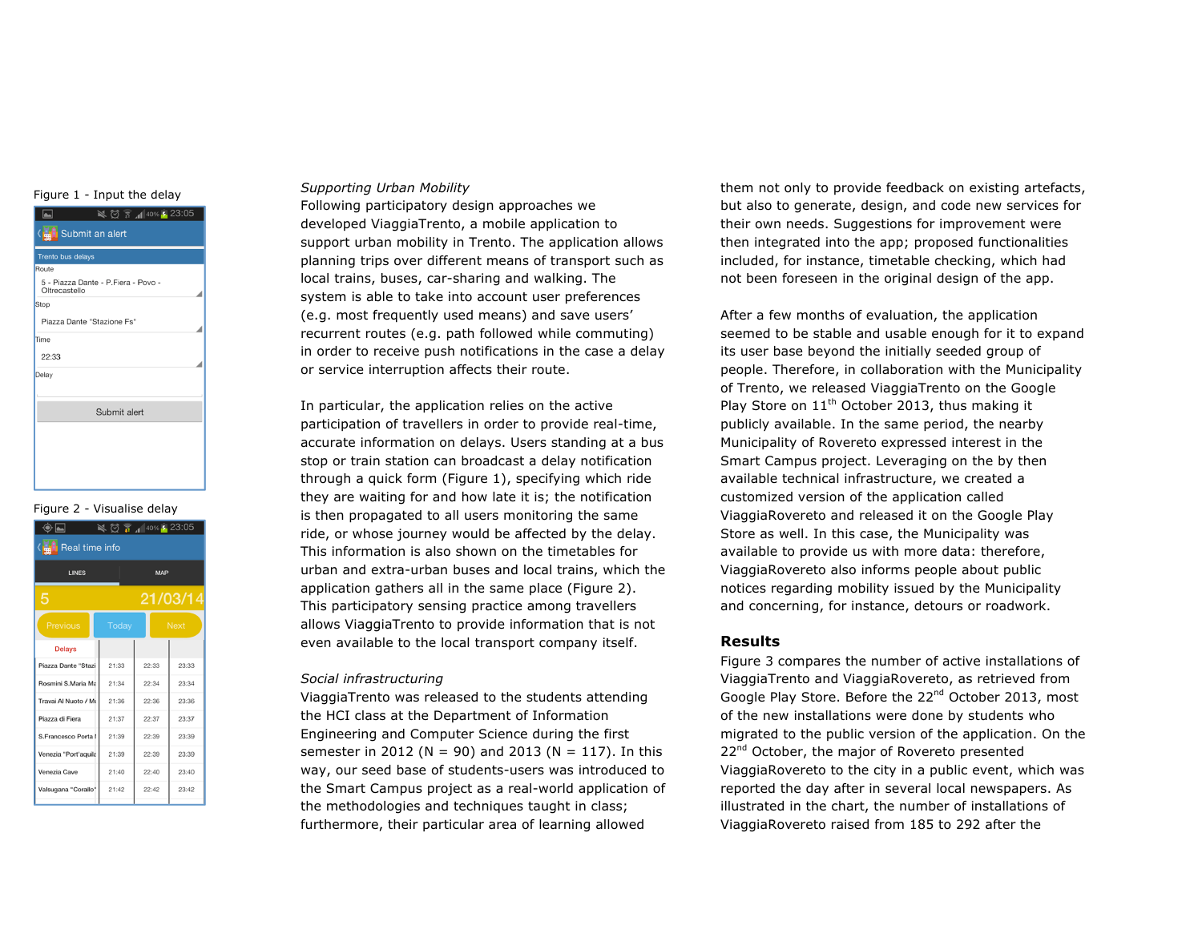Figure 1 - Input the delay

Figure 2 - Visualise delay

*Supporting Urban Mobility*

Following participatory design approaches we developed ViaggiaTrento, a mobile application to support urban mobility in Trento. The application allows planning trips over different means of transport such as local trains, buses, car-sharing and walking. The system is able to take into account user preferences (e.g. most frequently used means) and save users' recurrent routes (e.g. path followed while commuting) in order to receive push notifications in the case a delay or service interruption affects their route.

In particular, the application relies on the active participation of travellers in order to provide real-time, accurate information on delays. Users standing at a bus stop or train station can broadcast a delay notification through a quick form (Figure 1), specifying which ride they are waiting for and how late it is; the notification is then propagated to all users monitoring the same ride, or whose journey would be affected by the delay. This information is also shown on the timetables for urban and extra-urban buses and local trains, which the application gathers all in the same place (Figure 2). This participatory sensing practice among travellers allows ViaggiaTrento to provide information that is not even available to the local transport company itself.

*Social infrastructuring*

ViaggiaTrento was released to the students attending the HCI class at the Department of Information Engineering and Computer Science during the first semester in 2012 (N = 90) and 2013 (N = 117). In this way, our seed base of students-users was introduced to the Smart Campus project as a real-world application of the methodologies and techniques taught in class; furthermore, their particular area of learning allowed them not only to provide feedback on existing artefacts, but also to generate, design, and code new services for their own needs. Suggestions for improvement were then integrated into the app; proposed functionalities included, for instance, timetable checking, which had not been foreseen in the original design of the app.

After a few months of evaluation, the application seemed to be stable and usable enough for it to expand its user base beyond the initially seeded group of people. Therefore, in collaboration with the Municipality of Trento, we released ViaggiaTrento on the Google Play Store on 11th October 2013, thus making it publicly available. In the same period, the nearby Municipality of Rovereto expressed interest in the Smart Campus project. Leveraging on the by then available technical infrastructure, we created a customized version of the application called ViaggiaRovereto and released it on the Google Play Store as well. In this case, the Municipality was available to provide us with more data: therefore, ViaggiaRovereto also informs people about public notices regarding mobility issued by the Municipality and concerning, for instance, detours or roadwork.

## Results

Figure 3 compares the number of active installations of ViaggiaTrento and ViaggiaRovereto, as retrieved from Google Play Store. Before the 22nd October 2013, most of the new installations were done by students who migrated to the public version of the application. On the 22nd October, the major of Rovereto presented ViaggiaRovereto to the city in a public event, which was reported the day after in several local newspapers. As illustrated in the chart, the number of installations of ViaggiaRovereto raised from 185 to 292 after the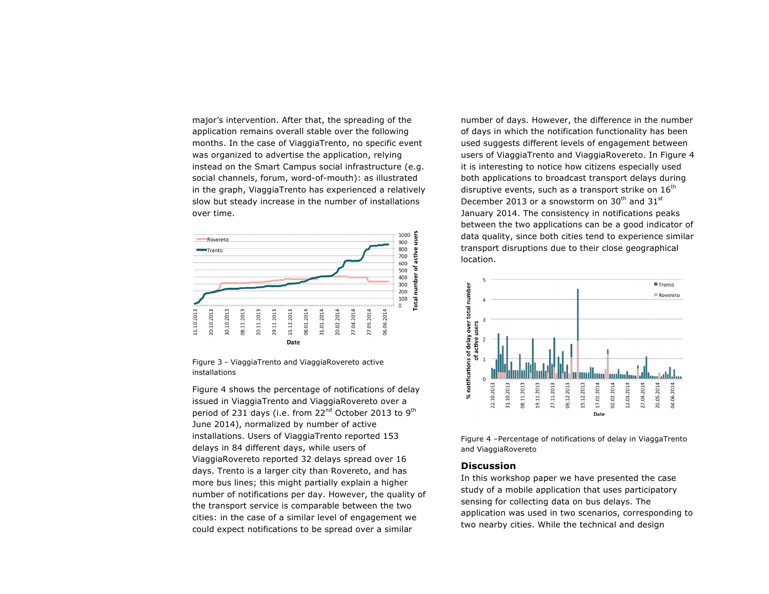major's intervention. After that, the spreading of the application remains overall stable over the following months. In the case of ViaggiaTrento, no specific event was organized to advertise the application, relying instead on the Smart Campus social infrastructure (e.g. social channels, forum, word-of-mouth): as illustrated in the graph, ViaggiaTrento has experienced a relatively slow but steady increase in the number of installations over time.

Figure 3 - ViaggiaTrento and ViaggiaRovereto active installations

Figure 4 shows the percentage of notifications of delay issued in ViaggiaTrento and ViaggiaRovereto over a period of 231 days (i.e. from 22nd October 2013 to 9th June 2014), normalized by number of active installations. Users of ViaggiaTrento reported 153 delays in 84 different days, while users of ViaggiaRovereto reported 32 delays spread over 16 days. Trento is a larger city than Rovereto, and has more bus lines; this might partially explain a higher number of notifications per day. However, the quality of the transport service is comparable between the two cities: in the case of a similar level of engagement we could expect notifications to be spread over a similar number of days. However, the difference in the number of days in which the notification functionality has been used suggests different levels of engagement between users of ViaggiaTrento and ViaggiaRovereto. In Figure 4 it is interesting to notice how citizens especially used both applications to broadcast transport delays during disruptive events, such as a transport strike on 16th December 2013 or a snowstorm on 30th and 31st January 2014. The consistency in notifications peaks between the two applications can be a good indicator of data quality, since both cities tend to experience similar transport disruptions due to their close geographical location.

Figure 4 –Percentage of notifications of delay in ViaggaTrento and ViaggiaRovereto

## Discussion

In this workshop paper we have presented the case study of a mobile application that uses participatory sensing for collecting data on bus delays. The application was used in two scenarios, corresponding to two nearby cities. While the technical and design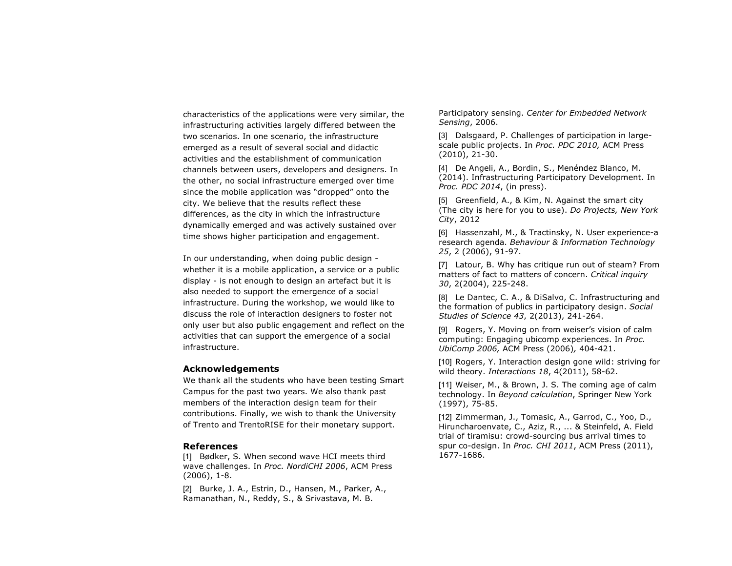characteristics of the applications were very similar, the infrastructuring activities largely differed between the two scenarios. In one scenario, the infrastructure emerged as a result of several social and didactic activities and the establishment of communication channels between users, developers and designers. In the other, no social infrastructure emerged over time since the mobile application was "dropped" onto the city. We believe that the results reflect these differences, as the city in which the infrastructure dynamically emerged and was actively sustained over time shows higher participation and engagement.

In our understanding, when doing public design - whether it is a mobile application, a service or a public display - is not enough to design an artefact but it is also needed to support the emergence of a social infrastructure. During the workshop, we would like to discuss the role of interaction designers to foster not only user but also public engagement and reflect on the activities that can support the emergence of a social infrastructure.

## Acknowledgements

We thank all the students who have been testing Smart Campus for the past two years. We also thank past members of the interaction design team for their contributions. Finally, we wish to thank the University of Trento and TrentoRISE for their monetary support.

## References

[1] Bødker, S. When second wave HCI meets third wave challenges. In *Proc. NordiCHI 2006*, ACM Press (2006), 1-8.

[2] Burke, J. A., Estrin, D., Hansen, M., Parker, A., Ramanathan, N., Reddy, S., & Srivastava, M. B. Participatory sensing. *Center for Embedded Network Sensing*, 2006.

[3] Dalsgaard, P. Challenges of participation in large-scale public projects. In *Proc. PDC 2010,* ACM Press (2010), 21-30.

[4] De Angeli, A., Bordin, S., Menéndez Blanco, M. (2014). Infrastructuring Participatory Development. In *Proc. PDC 2014*, (in press).

[5] Greenfield, A., & Kim, N. Against the smart city (The city is here for you to use). *Do Projects, New York City*, 2012

[6] Hassenzahl, M., & Tractinsky, N. User experience-a research agenda. *Behaviour & Information Technology 25*, 2 (2006), 91-97.

[7] Latour, B. Why has critique run out of steam? From matters of fact to matters of concern. *Critical inquiry 30*, 2(2004), 225-248.

[8] Le Dantec, C. A., & DiSalvo, C. Infrastructuring and the formation of publics in participatory design. *Social Studies of Science 43*, 2(2013), 241-264.

[9] Rogers, Y. Moving on from weiser's vision of calm computing: Engaging ubicomp experiences. In *Proc. UbiComp 2006,* ACM Press (2006)*,* 404-421.

[10] Rogers, Y. Interaction design gone wild: striving for wild theory. *Interactions 18*, 4(2011), 58-62.

[11] Weiser, M., & Brown, J. S. The coming age of calm technology. In *Beyond calculation*, Springer New York (1997), 75-85.

[12] Zimmerman, J., Tomasic, A., Garrod, C., Yoo, D., Hiruncharoenvate, C., Aziz, R., ... & Steinfeld, A. Field trial of tiramisu: crowd-sourcing bus arrival times to spur co-design. In *Proc. CHI 2011*, ACM Press (2011), 1677-1686.